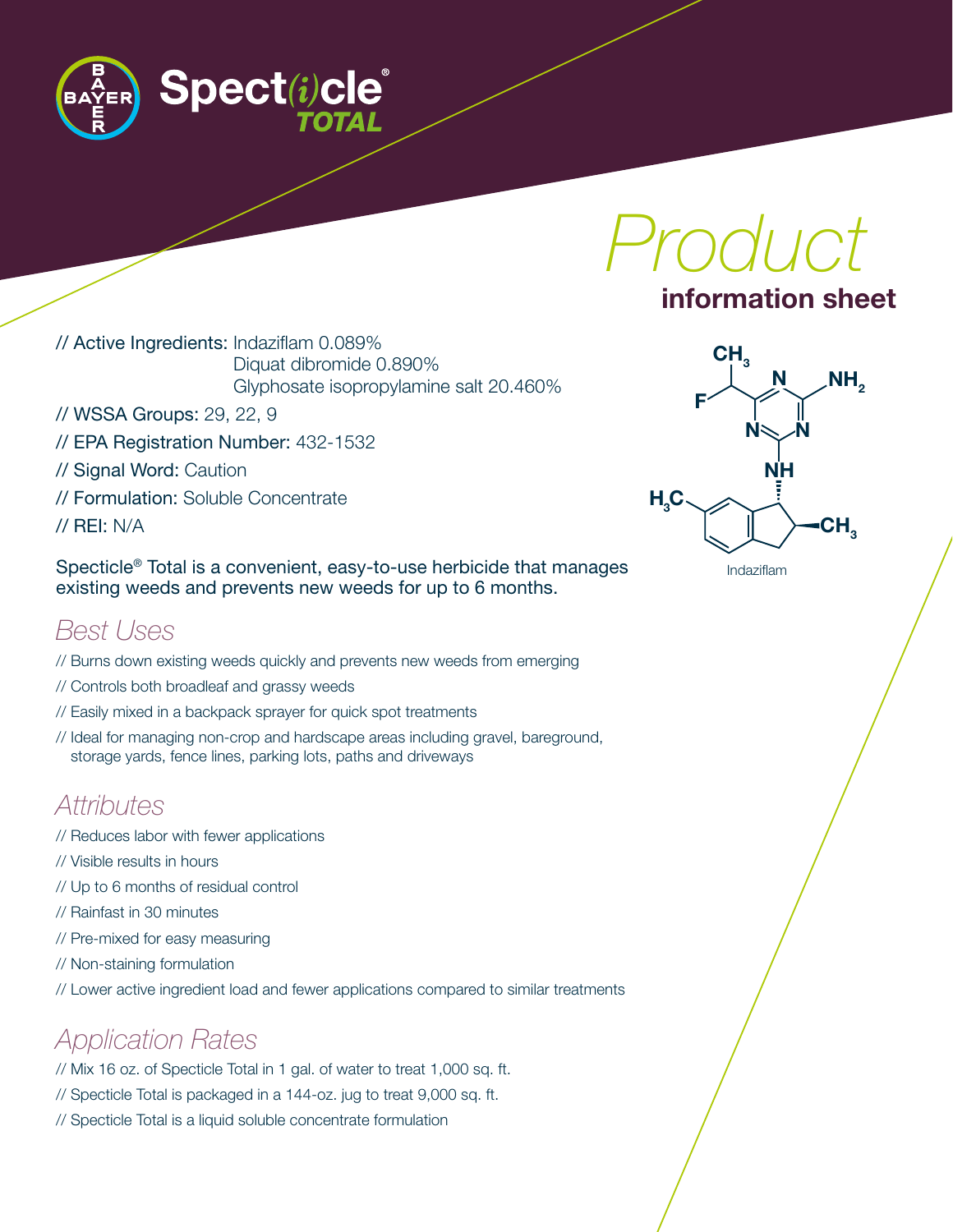# Specticle® TOTAL

## Product information sheet

// **Active Ingredients:** Indaziflam 0.089%
Diquat dibromide 0.890%
Glyphosate isopropylamine salt 20.460%

// **WSSA Groups:** 29, 22, 9

// **EPA Registration Number:** 432-1532

// **Signal Word:** Caution

// **Formulation:** Soluble Concentrate

// **REI:** N/A

Indaziflam

Specticle® Total is a convenient, easy-to-use herbicide that manages existing weeds and prevents new weeds for up to 6 months.

## *Best Uses*

// Burns down existing weeds quickly and prevents new weeds from emerging

// Controls both broadleaf and grassy weeds

// Easily mixed in a backpack sprayer for quick spot treatments

// Ideal for managing non-crop and hardscape areas including gravel, bareground, storage yards, fence lines, parking lots, paths and driveways

## *Attributes*

// Reduces labor with fewer applications

// Visible results in hours

// Up to 6 months of residual control

// Rainfast in 30 minutes

// Pre-mixed for easy measuring

// Non-staining formulation

// Lower active ingredient load and fewer applications compared to similar treatments

## *Application Rates*

// Mix 16 oz. of Specticle Total in 1 gal. of water to treat 1,000 sq. ft.

// Specticle Total is packaged in a 144-oz. jug to treat 9,000 sq. ft.

// Specticle Total is a liquid soluble concentrate formulation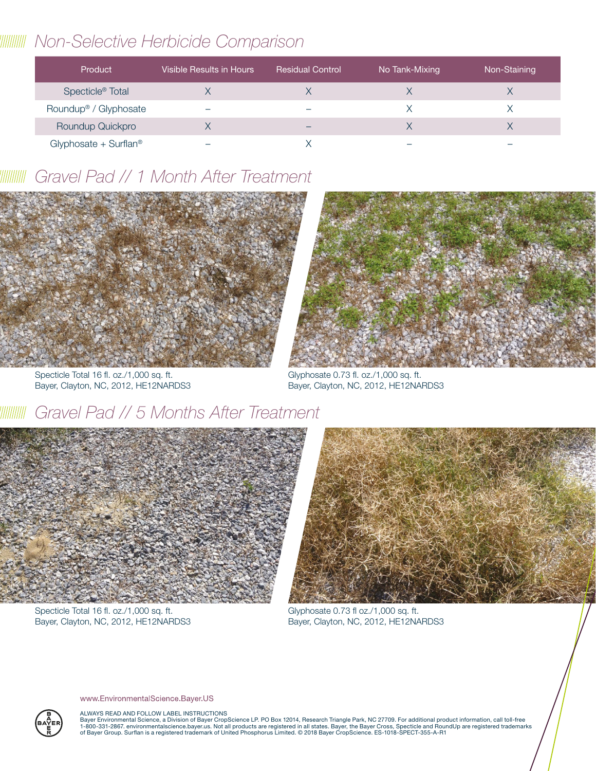## Non-Selective Herbicide Comparison

| Product | Visible Results in Hours | Residual Control | No Tank-Mixing | Non-Staining |
|---|---|---|---|---|
| Specticle® Total | X | X | X | X |
| Roundup® / Glyphosate | – | – | X | X |
| Roundup Quickpro | X | – | X | X |
| Glyphosate + Surflan® | – | X | – | – |

## Gravel Pad // 1 Month After Treatment

Specticle Total 16 fl. oz./1,000 sq. ft.
Bayer, Clayton, NC, 2012, HE12NARDS3

Glyphosate 0.73 fl. oz./1,000 sq. ft.
Bayer, Clayton, NC, 2012, HE12NARDS3

## Gravel Pad // 5 Months After Treatment

Specticle Total 16 fl. oz./1,000 sq. ft.
Bayer, Clayton, NC, 2012, HE12NARDS3

Glyphosate 0.73 fl oz./1,000 sq. ft.
Bayer, Clayton, NC, 2012, HE12NARDS3

www.EnvironmentalScience.Bayer.US

ALWAYS READ AND FOLLOW LABEL INSTRUCTIONS
Bayer Environmental Science, a Division of Bayer CropScience LP. PO Box 12014, Research Triangle Park, NC 27709. For additional product information, call toll-free 1-800-331-2867. environmentalscience.bayer.us. Not all products are registered in all states. Bayer, the Bayer Cross, Specticle and RoundUp are registered trademarks of Bayer Group. Surflan is a registered trademark of United Phosphorus Limited. © 2018 Bayer CropScience. ES-1018-SPECT-355-A-R1